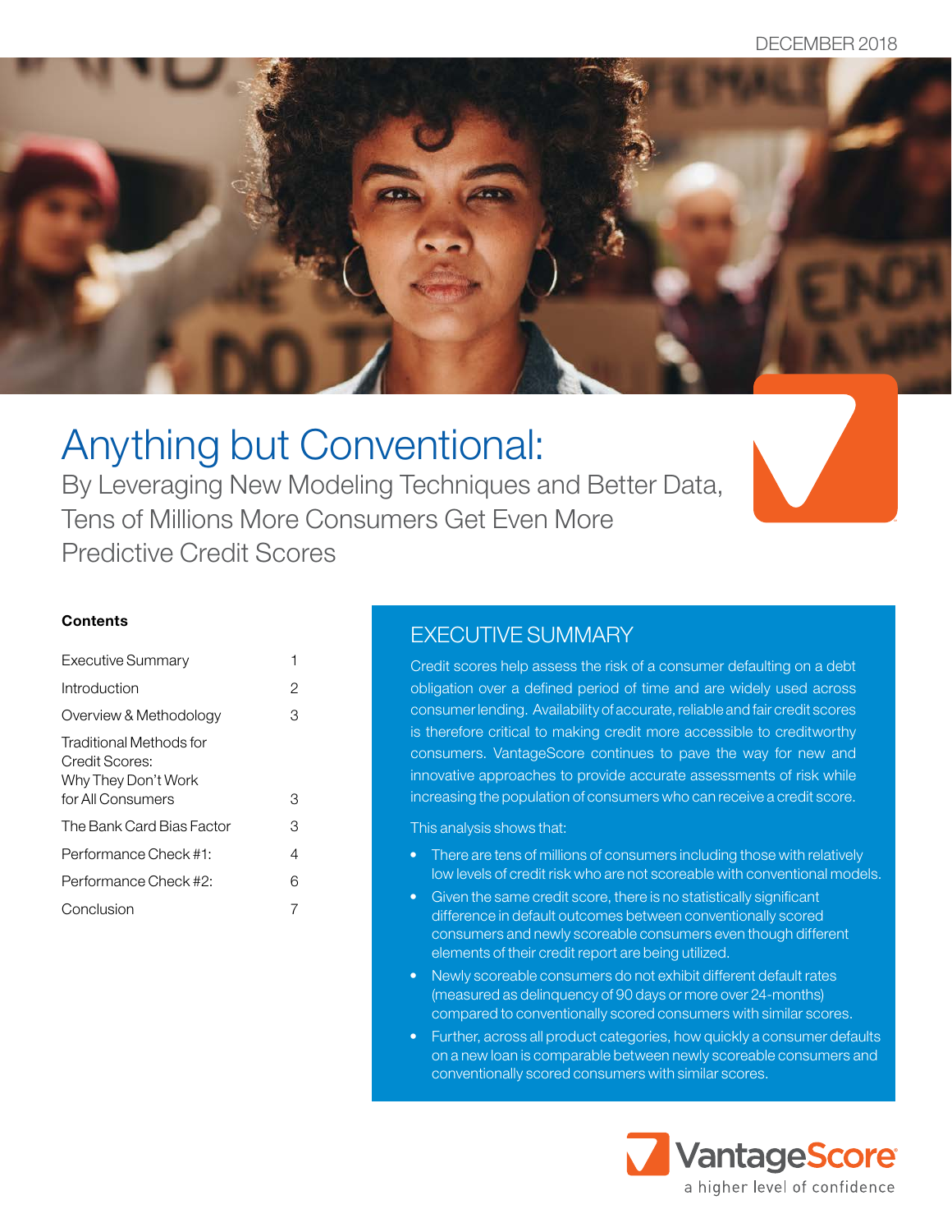DECEMBER 2018

# Anything but Conventional:

## By Leveraging New Modeling Techniques and Better Data, Tens of Millions More Consumers Get Even More Predictive Credit Scores

**Contents**

| | |
|---|---|
| Executive Summary | 1 |
| Introduction | 2 |
| Overview & Methodology | 3 |
| Traditional Methods for Credit Scores: Why They Don't Work for All Consumers | 3 |
| The Bank Card Bias Factor | 3 |
| Performance Check #1: | 4 |
| Performance Check #2: | 6 |
| Conclusion | 7 |

## EXECUTIVE SUMMARY

Credit scores help assess the risk of a consumer defaulting on a debt obligation over a defined period of time and are widely used across consumer lending. Availability of accurate, reliable and fair credit scores is therefore critical to making credit more accessible to creditworthy consumers. VantageScore continues to pave the way for new and innovative approaches to provide accurate assessments of risk while increasing the population of consumers who can receive a credit score.

This analysis shows that:

- There are tens of millions of consumers including those with relatively low levels of credit risk who are not scoreable with conventional models.
- Given the same credit score, there is no statistically significant difference in default outcomes between conventionally scored consumers and newly scoreable consumers even though different elements of their credit report are being utilized.
- Newly scoreable consumers do not exhibit different default rates (measured as delinquency of 90 days or more over 24-months) compared to conventionally scored consumers with similar scores.
- Further, across all product categories, how quickly a consumer defaults on a new loan is comparable between newly scoreable consumers and conventionally scored consumers with similar scores.

VantageScore
a higher level of confidence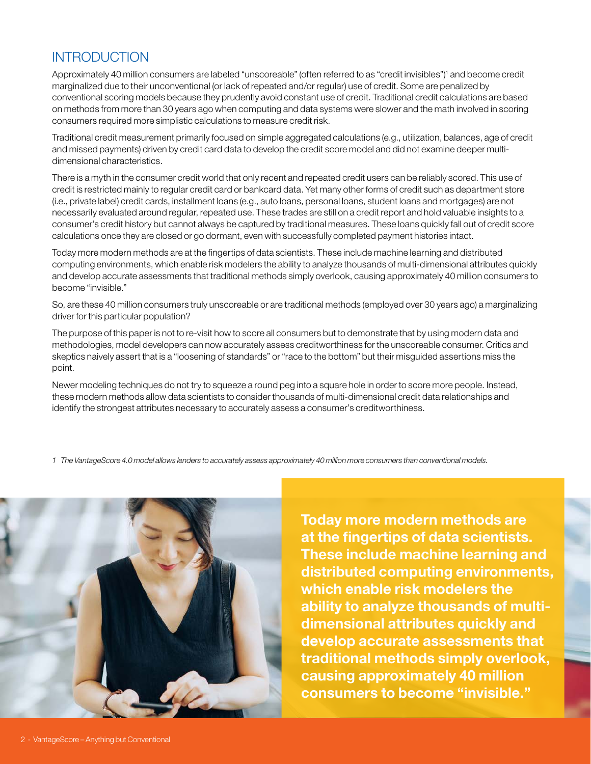## INTRODUCTION

Approximately 40 million consumers are labeled "unscoreable" (often referred to as "credit invisibles")[1] and become credit marginalized due to their unconventional (or lack of repeated and/or regular) use of credit. Some are penalized by conventional scoring models because they prudently avoid constant use of credit. Traditional credit calculations are based on methods from more than 30 years ago when computing and data systems were slower and the math involved in scoring consumers required more simplistic calculations to measure credit risk.

Traditional credit measurement primarily focused on simple aggregated calculations (e.g., utilization, balances, age of credit and missed payments) driven by credit card data to develop the credit score model and did not examine deeper multi-dimensional characteristics.

There is a myth in the consumer credit world that only recent and repeated credit users can be reliably scored. This use of credit is restricted mainly to regular credit card or bankcard data. Yet many other forms of credit such as department store (i.e., private label) credit cards, installment loans (e.g., auto loans, personal loans, student loans and mortgages) are not necessarily evaluated around regular, repeated use. These trades are still on a credit report and hold valuable insights to a consumer's credit history but cannot always be captured by traditional measures. These loans quickly fall out of credit score calculations once they are closed or go dormant, even with successfully completed payment histories intact.

Today more modern methods are at the fingertips of data scientists. These include machine learning and distributed computing environments, which enable risk modelers the ability to analyze thousands of multi-dimensional attributes quickly and develop accurate assessments that traditional methods simply overlook, causing approximately 40 million consumers to become "invisible."

So, are these 40 million consumers truly unscoreable or are traditional methods (employed over 30 years ago) a marginalizing driver for this particular population?

The purpose of this paper is not to re-visit how to score all consumers but to demonstrate that by using modern data and methodologies, model developers can now accurately assess creditworthiness for the unscoreable consumer. Critics and skeptics naively assert that is a "loosening of standards" or "race to the bottom" but their misguided assertions miss the point.

Newer modeling techniques do not try to squeeze a round peg into a square hole in order to score more people. Instead, these modern methods allow data scientists to consider thousands of multi-dimensional credit data relationships and identify the strongest attributes necessary to accurately assess a consumer's creditworthiness.

*1 The VantageScore 4.0 model allows lenders to accurately assess approximately 40 million more consumers than conventional models.*

**Today more modern methods are at the fingertips of data scientists. These include machine learning and distributed computing environments, which enable risk modelers the ability to analyze thousands of multi-dimensional attributes quickly and develop accurate assessments that traditional methods simply overlook, causing approximately 40 million consumers to become "invisible."**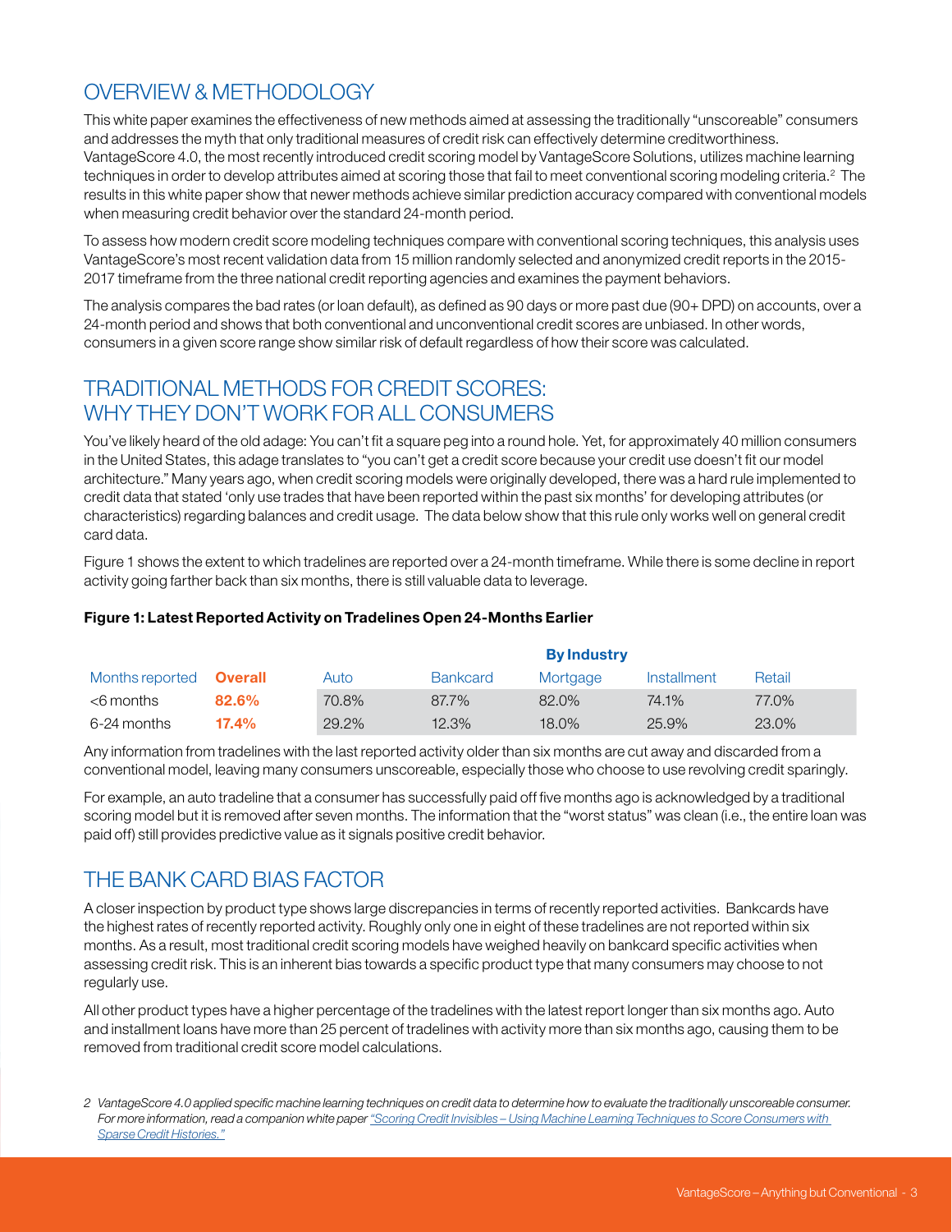## OVERVIEW & METHODOLOGY

This white paper examines the effectiveness of new methods aimed at assessing the traditionally "unscoreable" consumers and addresses the myth that only traditional measures of credit risk can effectively determine creditworthiness. VantageScore 4.0, the most recently introduced credit scoring model by VantageScore Solutions, utilizes machine learning techniques in order to develop attributes aimed at scoring those that fail to meet conventional scoring modeling criteria.[2] The results in this white paper show that newer methods achieve similar prediction accuracy compared with conventional models when measuring credit behavior over the standard 24-month period.

To assess how modern credit score modeling techniques compare with conventional scoring techniques, this analysis uses VantageScore's most recent validation data from 15 million randomly selected and anonymized credit reports in the 2015-2017 timeframe from the three national credit reporting agencies and examines the payment behaviors.

The analysis compares the bad rates (or loan default), as defined as 90 days or more past due (90+ DPD) on accounts, over a 24-month period and shows that both conventional and unconventional credit scores are unbiased. In other words, consumers in a given score range show similar risk of default regardless of how their score was calculated.

## TRADITIONAL METHODS FOR CREDIT SCORES: WHY THEY DON'T WORK FOR ALL CONSUMERS

You've likely heard of the old adage: You can't fit a square peg into a round hole. Yet, for approximately 40 million consumers in the United States, this adage translates to "you can't get a credit score because your credit use doesn't fit our model architecture." Many years ago, when credit scoring models were originally developed, there was a hard rule implemented to credit data that stated 'only use trades that have been reported within the past six months' for developing attributes (or characteristics) regarding balances and credit usage. The data below show that this rule only works well on general credit card data.

Figure 1 shows the extent to which tradelines are reported over a 24-month timeframe. While there is some decline in report activity going farther back than six months, there is still valuable data to leverage.

**Figure 1: Latest Reported Activity on Tradelines Open 24-Months Earlier**

| | | By Industry | | | | |
|---|---|---|---|---|---|---|
| Months reported | **Overall** | Auto | Bankcard | Mortgage | Installment | Retail |
| <6 months | **82.6%** | 70.8% | 87.7% | 82.0% | 74.1% | 77.0% |
| 6-24 months | **17.4%** | 29.2% | 12.3% | 18.0% | 25.9% | 23.0% |

Any information from tradelines with the last reported activity older than six months are cut away and discarded from a conventional model, leaving many consumers unscoreable, especially those who choose to use revolving credit sparingly.

For example, an auto tradeline that a consumer has successfully paid off five months ago is acknowledged by a traditional scoring model but it is removed after seven months. The information that the "worst status" was clean (i.e., the entire loan was paid off) still provides predictive value as it signals positive credit behavior.

## THE BANK CARD BIAS FACTOR

A closer inspection by product type shows large discrepancies in terms of recently reported activities. Bankcards have the highest rates of recently reported activity. Roughly only one in eight of these tradelines are not reported within six months. As a result, most traditional credit scoring models have weighed heavily on bankcard specific activities when assessing credit risk. This is an inherent bias towards a specific product type that many consumers may choose to not regularly use.

All other product types have a higher percentage of the tradelines with the latest report longer than six months ago. Auto and installment loans have more than 25 percent of tradelines with activity more than six months ago, causing them to be removed from traditional credit score model calculations.

*2 VantageScore 4.0 applied specific machine learning techniques on credit data to determine how to evaluate the traditionally unscoreable consumer. For more information, read a companion white paper "Scoring Credit Invisibles – Using Machine Learning Techniques to Score Consumers with Sparse Credit Histories."*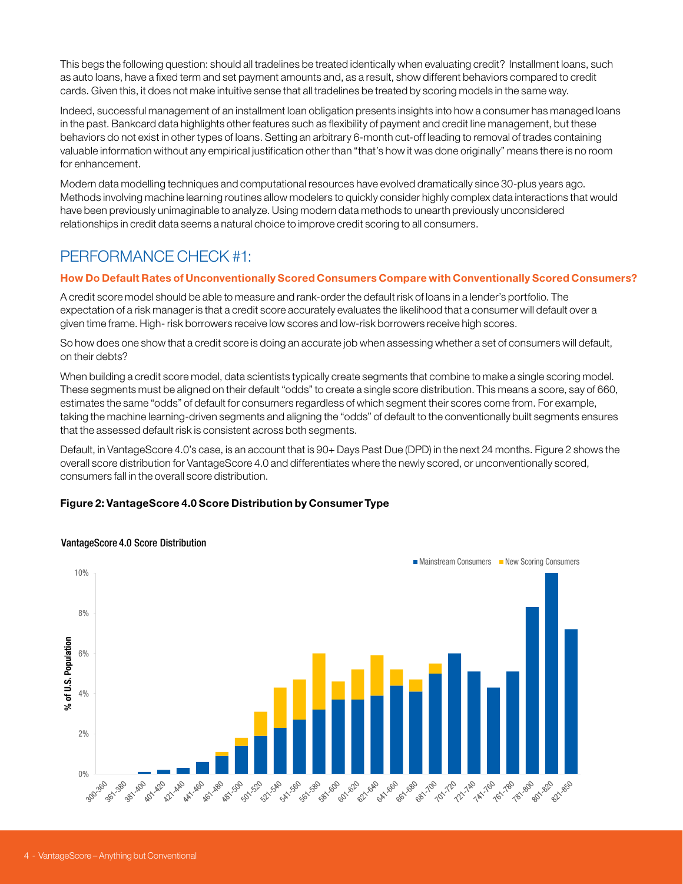This begs the following question: should all tradelines be treated identically when evaluating credit? Installment loans, such as auto loans, have a fixed term and set payment amounts and, as a result, show different behaviors compared to credit cards. Given this, it does not make intuitive sense that all tradelines be treated by scoring models in the same way.

Indeed, successful management of an installment loan obligation presents insights into how a consumer has managed loans in the past. Bankcard data highlights other features such as flexibility of payment and credit line management, but these behaviors do not exist in other types of loans. Setting an arbitrary 6-month cut-off leading to removal of trades containing valuable information without any empirical justification other than "that's how it was done originally" means there is no room for enhancement.

Modern data modelling techniques and computational resources have evolved dramatically since 30-plus years ago. Methods involving machine learning routines allow modelers to quickly consider highly complex data interactions that would have been previously unimaginable to analyze. Using modern data methods to unearth previously unconsidered relationships in credit data seems a natural choice to improve credit scoring to all consumers.

## PERFORMANCE CHECK #1:

### How Do Default Rates of Unconventionally Scored Consumers Compare with Conventionally Scored Consumers?

A credit score model should be able to measure and rank-order the default risk of loans in a lender's portfolio. The expectation of a risk manager is that a credit score accurately evaluates the likelihood that a consumer will default over a given time frame. High- risk borrowers receive low scores and low-risk borrowers receive high scores.

So how does one show that a credit score is doing an accurate job when assessing whether a set of consumers will default, on their debts?

When building a credit score model, data scientists typically create segments that combine to make a single scoring model. These segments must be aligned on their default "odds" to create a single score distribution. This means a score, say of 660, estimates the same "odds" of default for consumers regardless of which segment their scores come from. For example, taking the machine learning-driven segments and aligning the "odds" of default to the conventionally built segments ensures that the assessed default risk is consistent across both segments.

Default, in VantageScore 4.0's case, is an account that is 90+ Days Past Due (DPD) in the next 24 months. Figure 2 shows the overall score distribution for VantageScore 4.0 and differentiates where the newly scored, or unconventionally scored, consumers fall in the overall score distribution.

**Figure 2: VantageScore 4.0 Score Distribution by Consumer Type**

VantageScore 4.0 Score Distribution

Legend: Mainstream Consumers, New Scoring Consumers

Y-axis: % of U.S. Population (0% to 10%)

X-axis: 300-360, 361-380, 381-400, 401-420, 421-440, 441-460, 461-480, 481-500, 501-520, 521-540, 541-560, 561-580, 581-600, 601-620, 621-640, 641-660, 661-680, 681-700, 701-720, 721-740, 741-760, 761-780, 781-800, 801-820, 821-850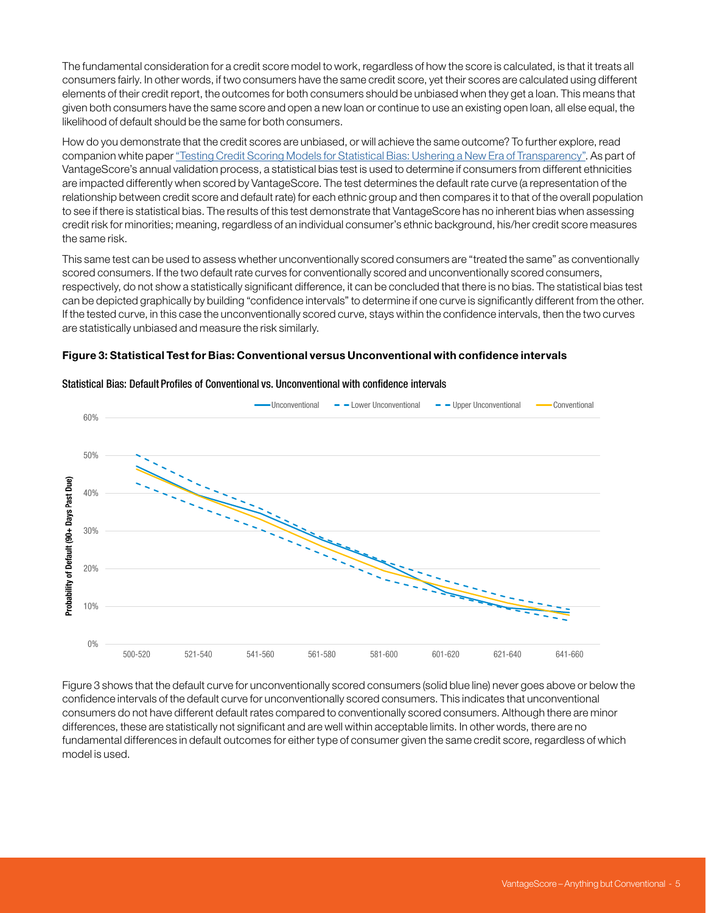The fundamental consideration for a credit score model to work, regardless of how the score is calculated, is that it treats all consumers fairly. In other words, if two consumers have the same credit score, yet their scores are calculated using different elements of their credit report, the outcomes for both consumers should be unbiased when they get a loan. This means that given both consumers have the same score and open a new loan or continue to use an existing open loan, all else equal, the likelihood of default should be the same for both consumers.

How do you demonstrate that the credit scores are unbiased, or will achieve the same outcome? To further explore, read companion white paper "Testing Credit Scoring Models for Statistical Bias: Ushering a New Era of Transparency". As part of VantageScore's annual validation process, a statistical bias test is used to determine if consumers from different ethnicities are impacted differently when scored by VantageScore. The test determines the default rate curve (a representation of the relationship between credit score and default rate) for each ethnic group and then compares it to that of the overall population to see if there is statistical bias. The results of this test demonstrate that VantageScore has no inherent bias when assessing credit risk for minorities; meaning, regardless of an individual consumer's ethnic background, his/her credit score measures the same risk.

This same test can be used to assess whether unconventionally scored consumers are "treated the same" as conventionally scored consumers. If the two default rate curves for conventionally scored and unconventionally scored consumers, respectively, do not show a statistically significant difference, it can be concluded that there is no bias. The statistical bias test can be depicted graphically by building "confidence intervals" to determine if one curve is significantly different from the other. If the tested curve, in this case the unconventionally scored curve, stays within the confidence intervals, then the two curves are statistically unbiased and measure the risk similarly.

**Figure 3: Statistical Test for Bias: Conventional versus Unconventional with confidence intervals**

Statistical Bias: Default Profiles of Conventional vs. Unconventional with confidence intervals

Figure 3 shows that the default curve for unconventionally scored consumers (solid blue line) never goes above or below the confidence intervals of the default curve for unconventionally scored consumers. This indicates that unconventional consumers do not have different default rates compared to conventionally scored consumers. Although there are minor differences, these are statistically not significant and are well within acceptable limits. In other words, there are no fundamental differences in default outcomes for either type of consumer given the same credit score, regardless of which model is used.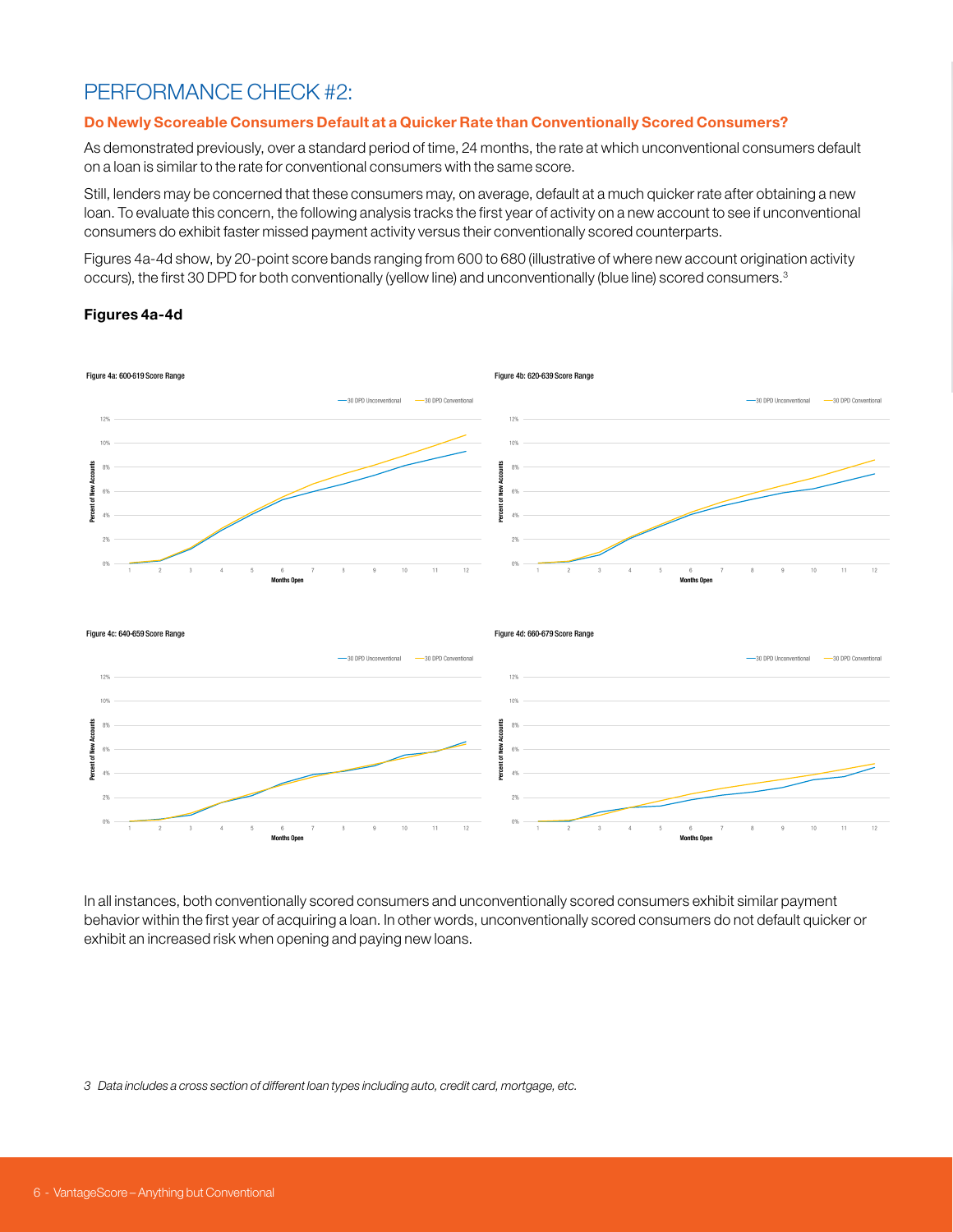# PERFORMANCE CHECK #2:

**Do Newly Scoreable Consumers Default at a Quicker Rate than Conventionally Scored Consumers?**

As demonstrated previously, over a standard period of time, 24 months, the rate at which unconventional consumers default on a loan is similar to the rate for conventional consumers with the same score.

Still, lenders may be concerned that these consumers may, on average, default at a much quicker rate after obtaining a new loan. To evaluate this concern, the following analysis tracks the first year of activity on a new account to see if unconventional consumers do exhibit faster missed payment activity versus their conventionally scored counterparts.

Figures 4a-4d show, by 20-point score bands ranging from 600 to 680 (illustrative of where new account origination activity occurs), the first 30 DPD for both conventionally (yellow line) and unconventionally (blue line) scored consumers.[3]

**Figures 4a-4d**

Figure 4a: 600-619 Score Range

Figure 4b: 620-639 Score Range

Figure 4c: 640-659 Score Range

Figure 4d: 660-679 Score Range

In all instances, both conventionally scored consumers and unconventionally scored consumers exhibit similar payment behavior within the first year of acquiring a loan. In other words, unconventionally scored consumers do not default quicker or exhibit an increased risk when opening and paying new loans.

*3 Data includes a cross section of different loan types including auto, credit card, mortgage, etc.*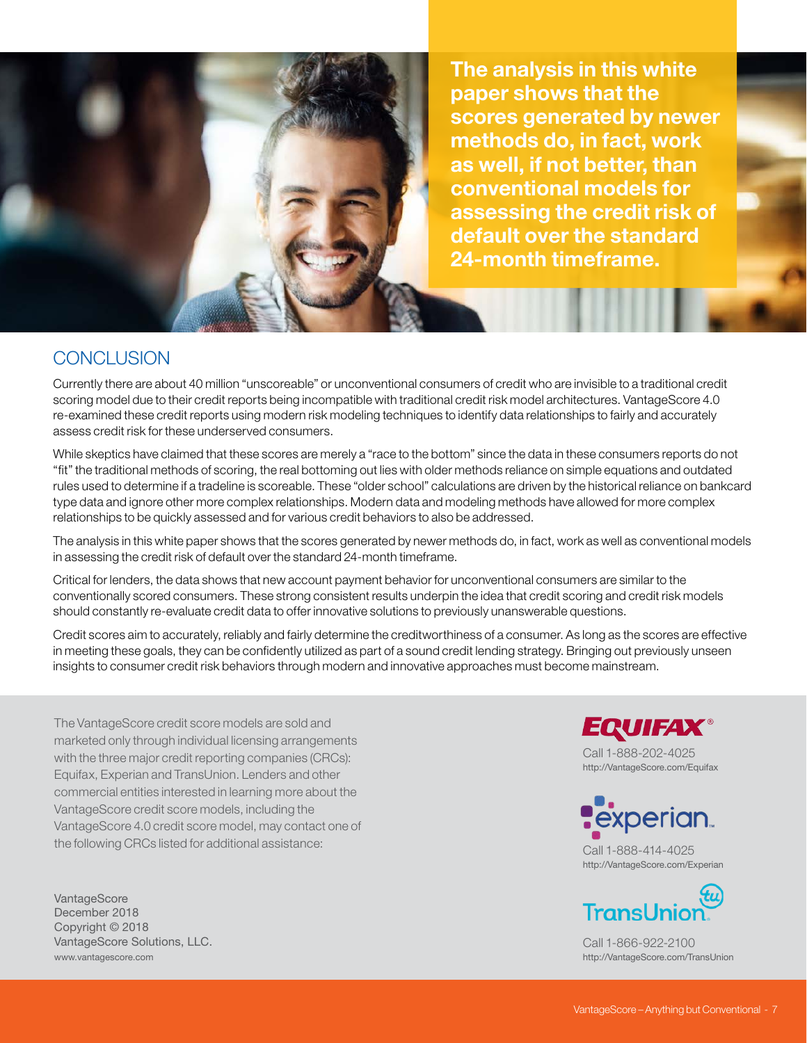**The analysis in this white paper shows that the scores generated by newer methods do, in fact, work as well, if not better, than conventional models for assessing the credit risk of default over the standard 24-month timeframe.**

## CONCLUSION

Currently there are about 40 million "unscoreable" or unconventional consumers of credit who are invisible to a traditional credit scoring model due to their credit reports being incompatible with traditional credit risk model architectures. VantageScore 4.0 re-examined these credit reports using modern risk modeling techniques to identify data relationships to fairly and accurately assess credit risk for these underserved consumers.

While skeptics have claimed that these scores are merely a "race to the bottom" since the data in these consumers reports do not "fit" the traditional methods of scoring, the real bottoming out lies with older methods reliance on simple equations and outdated rules used to determine if a tradeline is scoreable. These "older school" calculations are driven by the historical reliance on bankcard type data and ignore other more complex relationships. Modern data and modeling methods have allowed for more complex relationships to be quickly assessed and for various credit behaviors to also be addressed.

The analysis in this white paper shows that the scores generated by newer methods do, in fact, work as well as conventional models in assessing the credit risk of default over the standard 24-month timeframe.

Critical for lenders, the data shows that new account payment behavior for unconventional consumers are similar to the conventionally scored consumers. These strong consistent results underpin the idea that credit scoring and credit risk models should constantly re-evaluate credit data to offer innovative solutions to previously unanswerable questions.

Credit scores aim to accurately, reliably and fairly determine the creditworthiness of a consumer. As long as the scores are effective in meeting these goals, they can be confidently utilized as part of a sound credit lending strategy. Bringing out previously unseen insights to consumer credit risk behaviors through modern and innovative approaches must become mainstream.

The VantageScore credit score models are sold and marketed only through individual licensing arrangements with the three major credit reporting companies (CRCs): Equifax, Experian and TransUnion. Lenders and other commercial entities interested in learning more about the VantageScore credit score models, including the VantageScore 4.0 credit score model, may contact one of the following CRCs listed for additional assistance:

VantageScore
December 2018
Copyright © 2018
VantageScore Solutions, LLC.
www.vantagescore.com

EQUIFAX
Call 1-888-202-4025
http://VantageScore.com/Equifax

experian
Call 1-888-414-4025
http://VantageScore.com/Experian

TransUnion
Call 1-866-922-2100
http://VantageScore.com/TransUnion